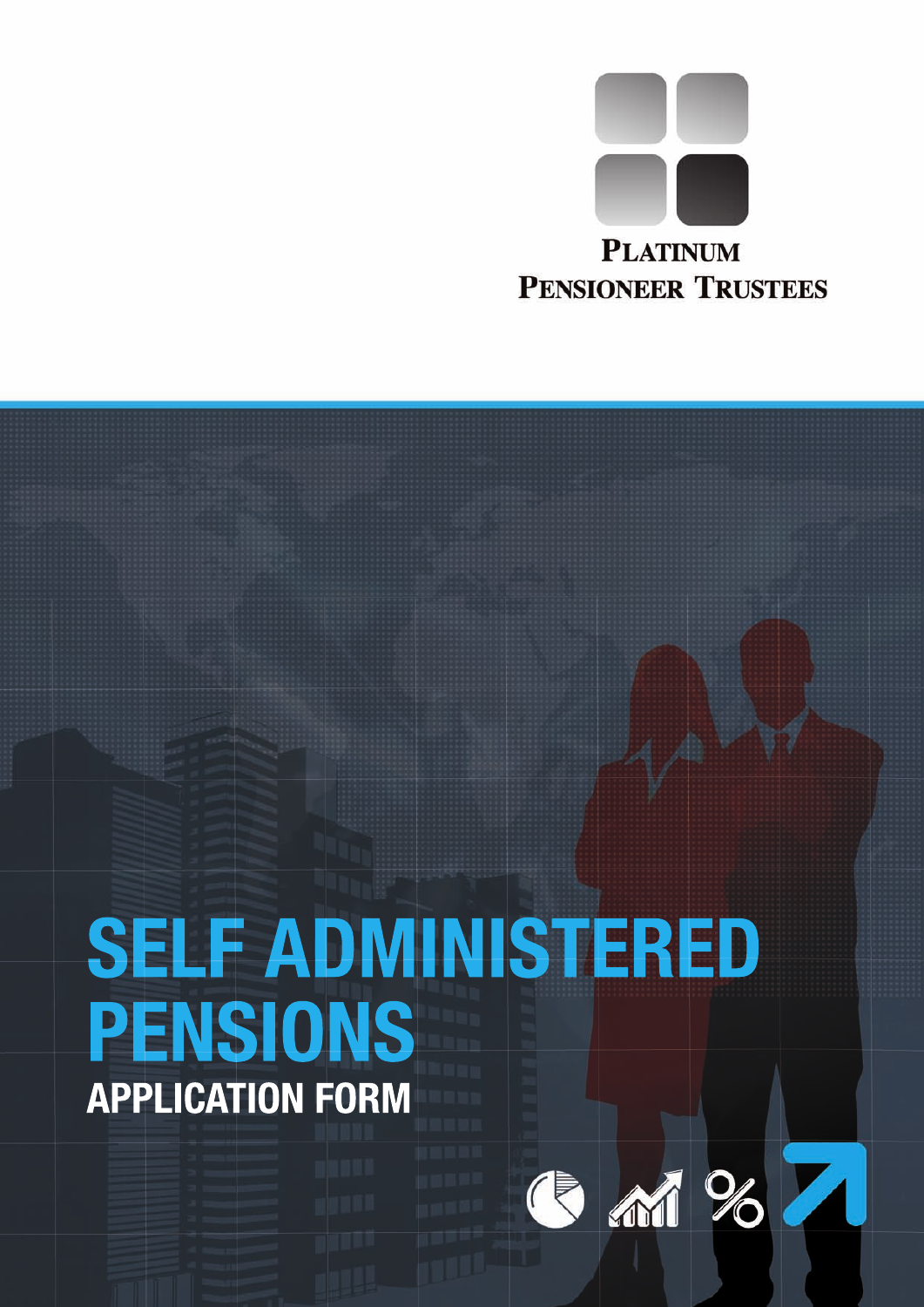PLATINUM
PENSIONEER TRUSTEES

# SELF ADMINISTERED PENSIONS

## APPLICATION FORM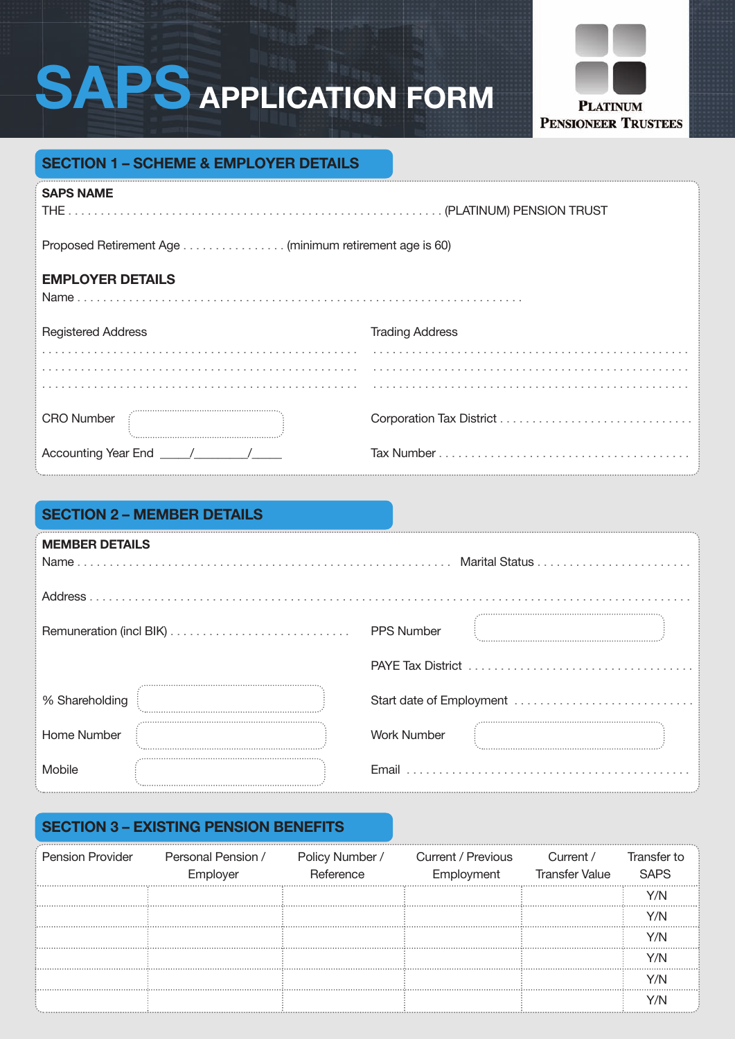# SAPS APPLICATION FORM

PLATINUM PENSIONEER TRUSTEES

## SECTION 1 – SCHEME & EMPLOYER DETAILS

**SAPS NAME**

THE . . . . . . . . . . . . . . . . . . . . . . . . . . . . . . . . . . . . . . . . . . . . . . . . . . . . . . . . . . . . (PLATINUM) PENSION TRUST

Proposed Retirement Age . . . . . . . . . . . . . . . . (minimum retirement age is 60)

**EMPLOYER DETAILS**

Name . . . . . . . . . . . . . . . . . . . . . . . . . . . . . . . . . . . . . . . . . . . . . . . . . . . . . . . . . . . . . . . . . . . . .

Registered Address

. . . . . . . . . . . . . . . . . . . . . . . . . . . . . . . . . . . . . . . . . . . . . . . . . .

. . . . . . . . . . . . . . . . . . . . . . . . . . . . . . . . . . . . . . . . . . . . . . . . . .

. . . . . . . . . . . . . . . . . . . . . . . . . . . . . . . . . . . . . . . . . . . . . . . . . .

Trading Address

. . . . . . . . . . . . . . . . . . . . . . . . . . . . . . . . . . . . . . . . . . . . . . . . . .

. . . . . . . . . . . . . . . . . . . . . . . . . . . . . . . . . . . . . . . . . . . . . . . . . .

. . . . . . . . . . . . . . . . . . . . . . . . . . . . . . . . . . . . . . . . . . . . . . . . . .

CRO Number [ ]

Corporation Tax District . . . . . . . . . . . . . . . . . . . . . . . . . . . . .

Accounting Year End ____/________/____

Tax Number . . . . . . . . . . . . . . . . . . . . . . . . . . . . . . . . . . . . . .

## SECTION 2 – MEMBER DETAILS

**MEMBER DETAILS**

Name . . . . . . . . . . . . . . . . . . . . . . . . . . . . . . . . . . . . . . . . . . . . . . . . . . . . . . . . . . . Marital Status . . . . . . . . . . . . . . . . . . . . . . . .

Address . . . . . . . . . . . . . . . . . . . . . . . . . . . . . . . . . . . . . . . . . . . . . . . . . . . . . . . . . . . . . . . . . . . . . . . . . . . . . . . . . . . . .

Remuneration (incl BIK) . . . . . . . . . . . . . . . . . . . . . . . . . . .

PPS Number [ ]

PAYE Tax District . . . . . . . . . . . . . . . . . . . . . . . . . . . . . . . . . .

% Shareholding [ ]

Start date of Employment . . . . . . . . . . . . . . . . . . . . . . . . . . .

Home Number [ ]

Work Number [ ]

Mobile [ ]

Email . . . . . . . . . . . . . . . . . . . . . . . . . . . . . . . . . . . . . . . . . . .

## SECTION 3 – EXISTING PENSION BENEFITS

| Pension Provider | Personal Pension / Employer | Policy Number / Reference | Current / Previous Employment | Current / Transfer Value | Transfer to SAPS |
|---|---|---|---|---|---|
| | | | | | Y/N |
| | | | | | Y/N |
| | | | | | Y/N |
| | | | | | Y/N |
| | | | | | Y/N |
| | | | | | Y/N |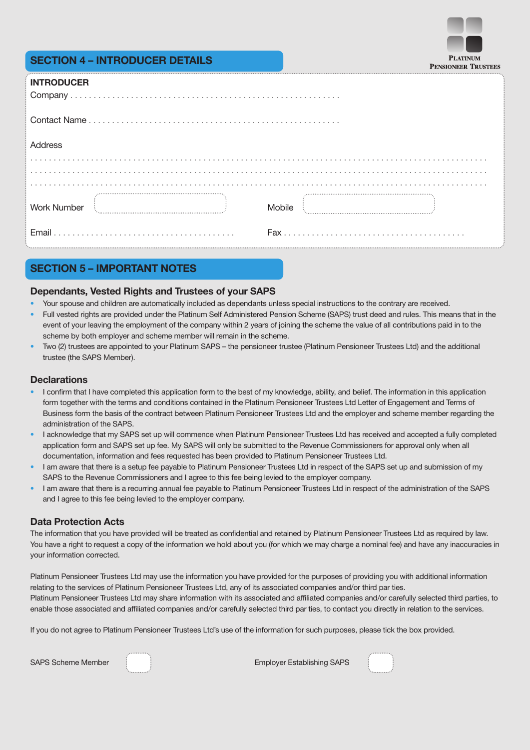## SECTION 4 – INTRODUCER DETAILS

**INTRODUCER**

Company . . . . . . . . . . . . . . . . . . . . . . . . . . . . . . . . . . . . . . . . . . . . . . . . . . . . . . . . . . . . .

Contact Name . . . . . . . . . . . . . . . . . . . . . . . . . . . . . . . . . . . . . . . . . . . . . . . . . . . . . . . . . .

Address

. . . . . . . . . . . . . . . . . . . . . . . . . . . . . . . . . . . . . . . . . . . . . . . . . . . . . . . . . . . . . . . . . . . . . . . . . . . . . . . . . . . .

. . . . . . . . . . . . . . . . . . . . . . . . . . . . . . . . . . . . . . . . . . . . . . . . . . . . . . . . . . . . . . . . . . . . . . . . . . . . . . . . . . . .

. . . . . . . . . . . . . . . . . . . . . . . . . . . . . . . . . . . . . . . . . . . . . . . . . . . . . . . . . . . . . . . . . . . . . . . . . . . . . . . . . . . .

Work Number [ ] Mobile [ ]

Email . . . . . . . . . . . . . . . . . . . . . . . . . . . . . . . . . . . . . . . . Fax . . . . . . . . . . . . . . . . . . . . . . . . . . . . . . . . . . . . . . . .

## SECTION 5 – IMPORTANT NOTES

### Dependants, Vested Rights and Trustees of your SAPS

- Your spouse and children are automatically included as dependants unless special instructions to the contrary are received.
- Full vested rights are provided under the Platinum Self Administered Pension Scheme (SAPS) trust deed and rules. This means that in the event of your leaving the employment of the company within 2 years of joining the scheme the value of all contributions paid in to the scheme by both employer and scheme member will remain in the scheme.
- Two (2) trustees are appointed to your Platinum SAPS – the pensioneer trustee (Platinum Pensioneer Trustees Ltd) and the additional trustee (the SAPS Member).

### Declarations

- I confirm that I have completed this application form to the best of my knowledge, ability, and belief. The information in this application form together with the terms and conditions contained in the Platinum Pensioneer Trustees Ltd Letter of Engagement and Terms of Business form the basis of the contract between Platinum Pensioneer Trustees Ltd and the employer and scheme member regarding the administration of the SAPS.
- I acknowledge that my SAPS set up will commence when Platinum Pensioneer Trustees Ltd has received and accepted a fully completed application form and SAPS set up fee. My SAPS will only be submitted to the Revenue Commissioners for approval only when all documentation, information and fees requested has been provided to Platinum Pensioneer Trustees Ltd.
- I am aware that there is a setup fee payable to Platinum Pensioneer Trustees Ltd in respect of the SAPS set up and submission of my SAPS to the Revenue Commissioners and I agree to this fee being levied to the employer company.
- I am aware that there is a recurring annual fee payable to Platinum Pensioneer Trustees Ltd in respect of the administration of the SAPS and I agree to this fee being levied to the employer company.

### Data Protection Acts

The information that you have provided will be treated as confidential and retained by Platinum Pensioneer Trustees Ltd as required by law. You have a right to request a copy of the information we hold about you (for which we may charge a nominal fee) and have any inaccuracies in your information corrected.

Platinum Pensioneer Trustees Ltd may use the information you have provided for the purposes of providing you with additional information relating to the services of Platinum Pensioneer Trustees Ltd, any of its associated companies and/or third par ties.
Platinum Pensioneer Trustees Ltd may share information with its associated and affiliated companies and/or carefully selected third parties, to enable those associated and affiliated companies and/or carefully selected third par ties, to contact you directly in relation to the services.

If you do not agree to Platinum Pensioneer Trustees Ltd's use of the information for such purposes, please tick the box provided.

SAPS Scheme Member [ ] Employer Establishing SAPS [ ]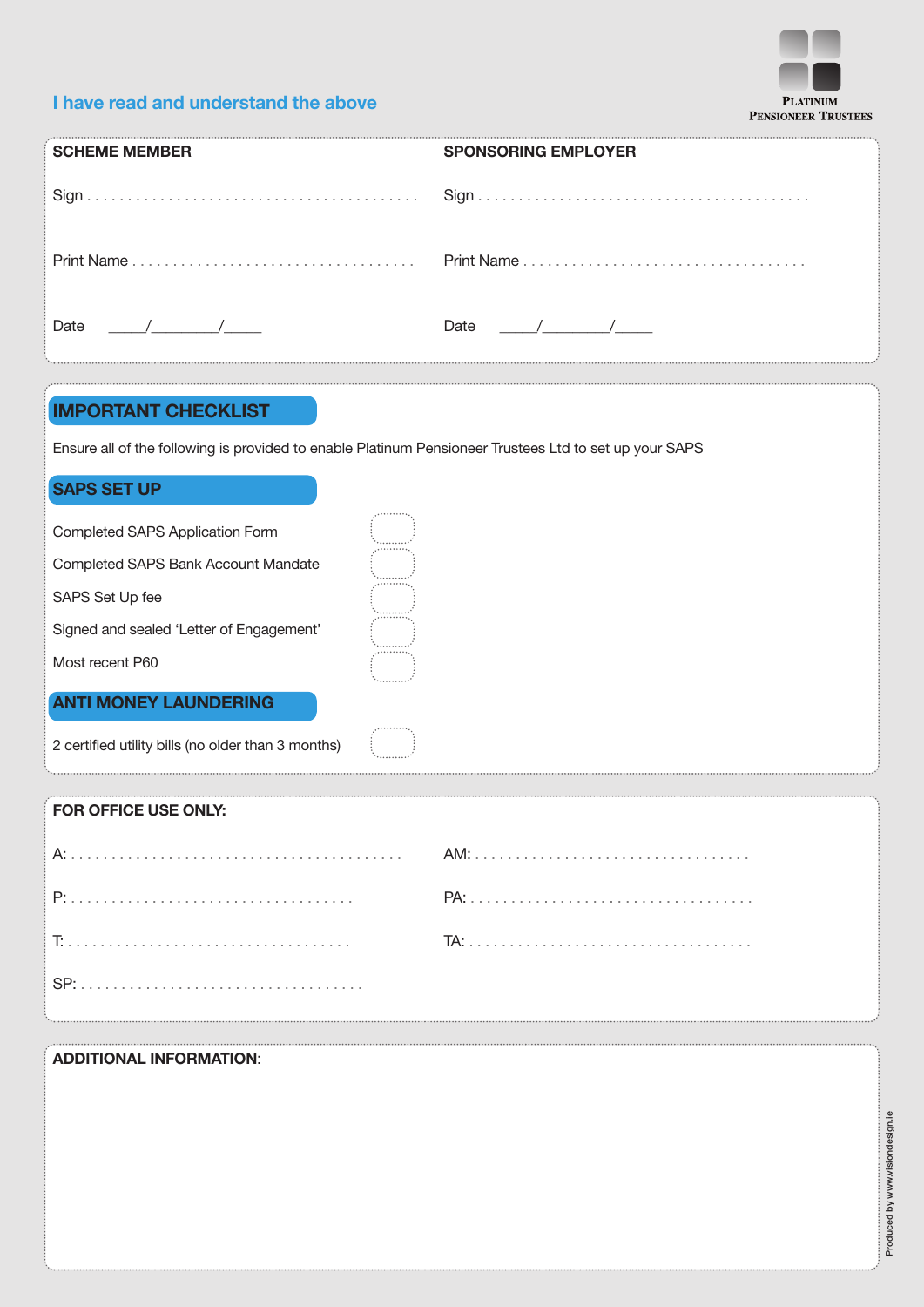Platinum Pensioneer Trustees

## I have read and understand the above

**SCHEME MEMBER**

Sign . . . . . . . . . . . . . . . . . . . . . . . . . . . . . . . . . . . . . . . .

Print Name . . . . . . . . . . . . . . . . . . . . . . . . . . . . . . . . . .

Date \_\_\_\_\_/\_\_\_\_\_\_\_\_\_/\_\_\_\_\_

**SPONSORING EMPLOYER**

Sign . . . . . . . . . . . . . . . . . . . . . . . . . . . . . . . . . . . . . . . .

Print Name . . . . . . . . . . . . . . . . . . . . . . . . . . . . . . . . . .

Date \_\_\_\_\_/\_\_\_\_\_\_\_\_\_/\_\_\_\_\_

## IMPORTANT CHECKLIST

Ensure all of the following is provided to enable Platinum Pensioneer Trustees Ltd to set up your SAPS

### SAPS SET UP

- [ ] Completed SAPS Application Form
- [ ] Completed SAPS Bank Account Mandate
- [ ] SAPS Set Up fee
- [ ] Signed and sealed 'Letter of Engagement'
- [ ] Most recent P60

### ANTI MONEY LAUNDERING

- [ ] 2 certified utility bills (no older than 3 months)

**FOR OFFICE USE ONLY:**

A: . . . . . . . . . . . . . . . . . . . . . . . . . . . . . . . . . . . . . . . .

AM: . . . . . . . . . . . . . . . . . . . . . . . . . . . . . . . . . .

P: . . . . . . . . . . . . . . . . . . . . . . . . . . . . . . . . . .

PA: . . . . . . . . . . . . . . . . . . . . . . . . . . . . . . . . . .

T: . . . . . . . . . . . . . . . . . . . . . . . . . . . . . . . . . .

TA: . . . . . . . . . . . . . . . . . . . . . . . . . . . . . . . . . .

SP: . . . . . . . . . . . . . . . . . . . . . . . . . . . . . . . . . .

**ADDITIONAL INFORMATION**:

Produced by www.visiondesign.ie